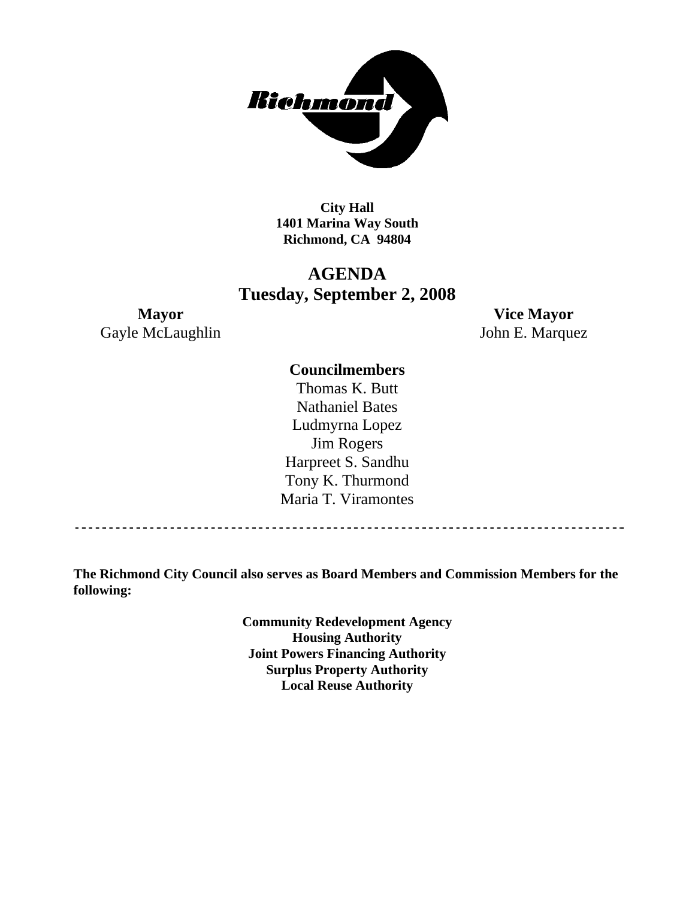**City Hall**
**1401 Marina Way South**
**Richmond, CA 94804**

# AGENDA
## Tuesday, September 2, 2008

**Mayor**
Gayle McLaughlin

**Vice Mayor**
John E. Marquez

**Councilmembers**

Thomas K. Butt
Nathaniel Bates
Ludmyrna Lopez
Jim Rogers
Harpreet S. Sandhu
Tony K. Thurmond
Maria T. Viramontes

---

**The Richmond City Council also serves as Board Members and Commission Members for the following:**

**Community Redevelopment Agency**
**Housing Authority**
**Joint Powers Financing Authority**
**Surplus Property Authority**
**Local Reuse Authority**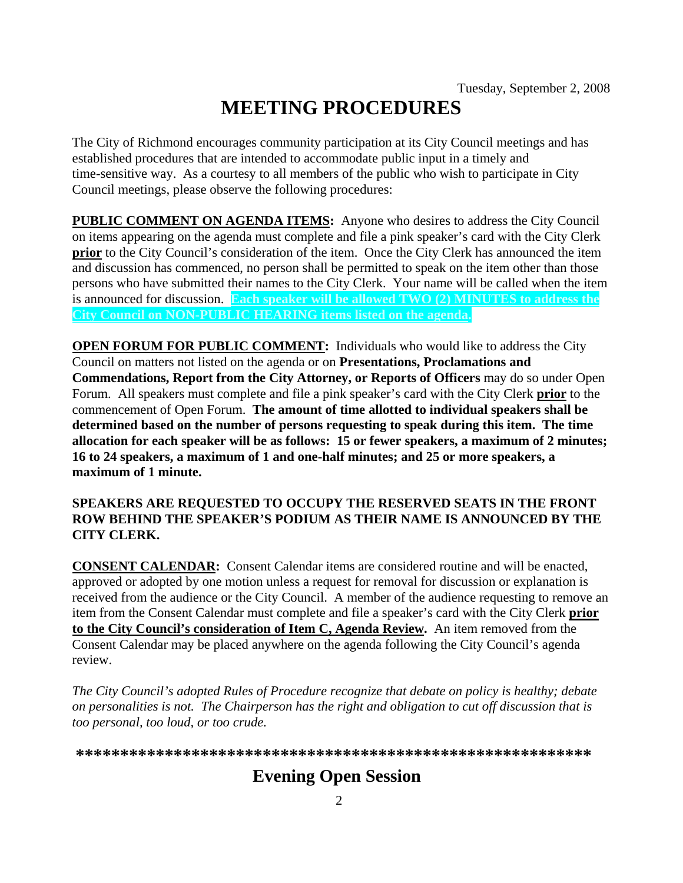Tuesday, September 2, 2008

# MEETING PROCEDURES

The City of Richmond encourages community participation at its City Council meetings and has established procedures that are intended to accommodate public input in a timely and time-sensitive way. As a courtesy to all members of the public who wish to participate in City Council meetings, please observe the following procedures:

**PUBLIC COMMENT ON AGENDA ITEMS:** Anyone who desires to address the City Council on items appearing on the agenda must complete and file a pink speaker's card with the City Clerk **prior** to the City Council's consideration of the item. Once the City Clerk has announced the item and discussion has commenced, no person shall be permitted to speak on the item other than those persons who have submitted their names to the City Clerk. Your name will be called when the item is announced for discussion. **Each speaker will be allowed TWO (2) MINUTES to address the City Council on NON-PUBLIC HEARING items listed on the agenda.**

**OPEN FORUM FOR PUBLIC COMMENT:** Individuals who would like to address the City Council on matters not listed on the agenda or on **Presentations, Proclamations and Commendations, Report from the City Attorney, or Reports of Officers** may do so under Open Forum. All speakers must complete and file a pink speaker's card with the City Clerk **prior** to the commencement of Open Forum. **The amount of time allotted to individual speakers shall be determined based on the number of persons requesting to speak during this item. The time allocation for each speaker will be as follows: 15 or fewer speakers, a maximum of 2 minutes; 16 to 24 speakers, a maximum of 1 and one-half minutes; and 25 or more speakers, a maximum of 1 minute.**

**SPEAKERS ARE REQUESTED TO OCCUPY THE RESERVED SEATS IN THE FRONT ROW BEHIND THE SPEAKER'S PODIUM AS THEIR NAME IS ANNOUNCED BY THE CITY CLERK.**

**CONSENT CALENDAR:** Consent Calendar items are considered routine and will be enacted, approved or adopted by one motion unless a request for removal for discussion or explanation is received from the audience or the City Council. A member of the audience requesting to remove an item from the Consent Calendar must complete and file a speaker's card with the City Clerk **prior to the City Council's consideration of Item C, Agenda Review.** An item removed from the Consent Calendar may be placed anywhere on the agenda following the City Council's agenda review.

*The City Council's adopted Rules of Procedure recognize that debate on policy is healthy; debate on personalities is not. The Chairperson has the right and obligation to cut off discussion that is too personal, too loud, or too crude.*

**\*\*\*\*\*\*\*\*\*\*\*\*\*\*\*\*\*\*\*\*\*\*\*\*\*\*\*\*\*\*\*\*\*\*\*\*\*\*\*\*\*\*\*\*\*\*\*\*\*\*\*\*\*\*\*\*\*\*\*\***

## Evening Open Session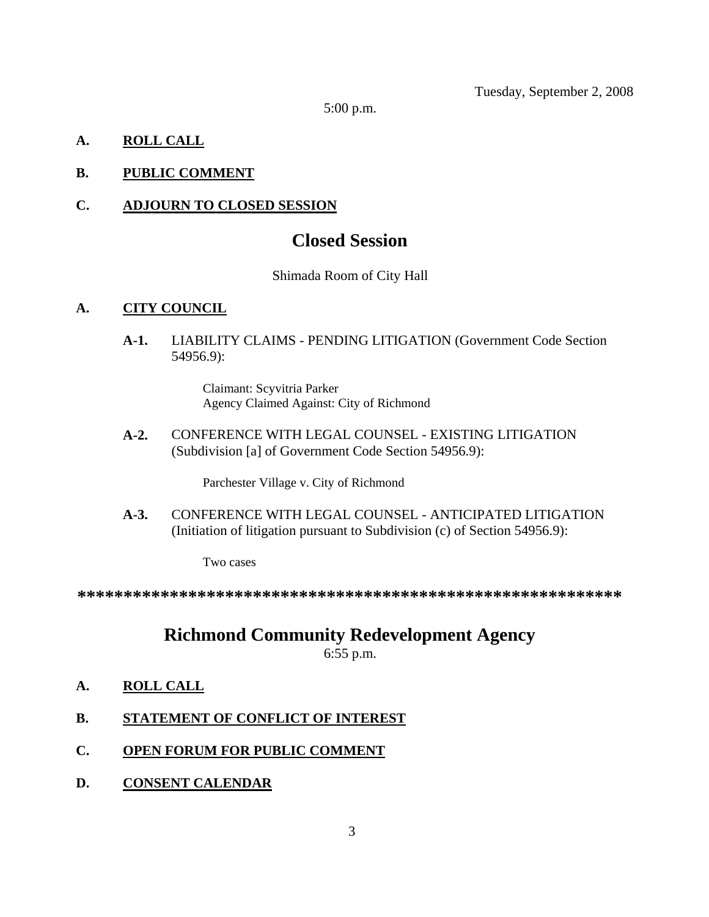Tuesday, September 2, 2008

5:00 p.m.

**A.** **ROLL CALL**

**B.** **PUBLIC COMMENT**

**C.** **ADJOURN TO CLOSED SESSION**

## Closed Session

Shimada Room of City Hall

**A.** **CITY COUNCIL**

**A-1.** LIABILITY CLAIMS - PENDING LITIGATION (Government Code Section 54956.9):

Claimant: Scyvitria Parker
Agency Claimed Against: City of Richmond

**A-2.** CONFERENCE WITH LEGAL COUNSEL - EXISTING LITIGATION (Subdivision [a] of Government Code Section 54956.9):

Parchester Village v. City of Richmond

**A-3.** CONFERENCE WITH LEGAL COUNSEL - ANTICIPATED LITIGATION (Initiation of litigation pursuant to Subdivision (c) of Section 54956.9):

Two cases

**********************************************************

## Richmond Community Redevelopment Agency

6:55 p.m.

**A.** **ROLL CALL**

**B.** **STATEMENT OF CONFLICT OF INTEREST**

**C.** **OPEN FORUM FOR PUBLIC COMMENT**

**D.** **CONSENT CALENDAR**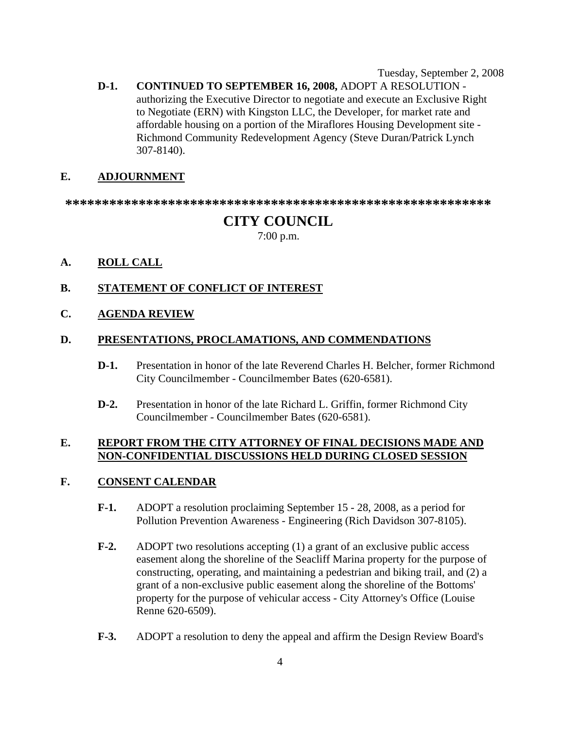Tuesday, September 2, 2008

**D-1.** **CONTINUED TO SEPTEMBER 16, 2008,** ADOPT A RESOLUTION - authorizing the Executive Director to negotiate and execute an Exclusive Right to Negotiate (ERN) with Kingston LLC, the Developer, for market rate and affordable housing on a portion of the Miraflores Housing Development site - Richmond Community Redevelopment Agency (Steve Duran/Patrick Lynch 307-8140).

**E. ADJOURNMENT**

**************************************************************

# CITY COUNCIL

7:00 p.m.

**A. ROLL CALL**

**B. STATEMENT OF CONFLICT OF INTEREST**

**C. AGENDA REVIEW**

**D. PRESENTATIONS, PROCLAMATIONS, AND COMMENDATIONS**

**D-1.** Presentation in honor of the late Reverend Charles H. Belcher, former Richmond City Councilmember - Councilmember Bates (620-6581).

**D-2.** Presentation in honor of the late Richard L. Griffin, former Richmond City Councilmember - Councilmember Bates (620-6581).

**E. REPORT FROM THE CITY ATTORNEY OF FINAL DECISIONS MADE AND NON-CONFIDENTIAL DISCUSSIONS HELD DURING CLOSED SESSION**

**F. CONSENT CALENDAR**

**F-1.** ADOPT a resolution proclaiming September 15 - 28, 2008, as a period for Pollution Prevention Awareness - Engineering (Rich Davidson 307-8105).

**F-2.** ADOPT two resolutions accepting (1) a grant of an exclusive public access easement along the shoreline of the Seacliff Marina property for the purpose of constructing, operating, and maintaining a pedestrian and biking trail, and (2) a grant of a non-exclusive public easement along the shoreline of the Bottoms' property for the purpose of vehicular access - City Attorney's Office (Louise Renne 620-6509).

**F-3.** ADOPT a resolution to deny the appeal and affirm the Design Review Board's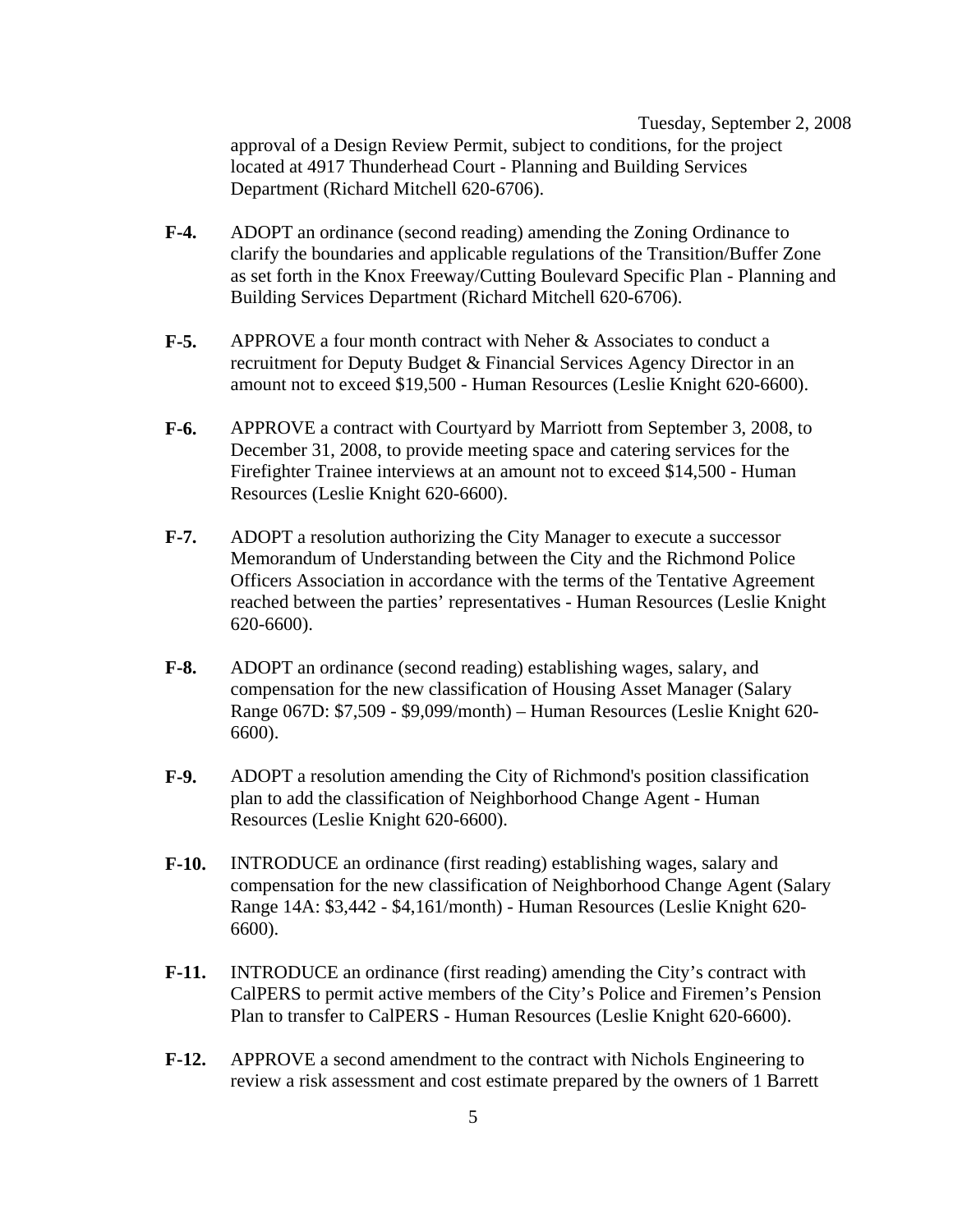approval of a Design Review Permit, subject to conditions, for the project located at 4917 Thunderhead Court - Planning and Building Services Department (Richard Mitchell 620-6706).

**F-4.** ADOPT an ordinance (second reading) amending the Zoning Ordinance to clarify the boundaries and applicable regulations of the Transition/Buffer Zone as set forth in the Knox Freeway/Cutting Boulevard Specific Plan - Planning and Building Services Department (Richard Mitchell 620-6706).

**F-5.** APPROVE a four month contract with Neher & Associates to conduct a recruitment for Deputy Budget & Financial Services Agency Director in an amount not to exceed $19,500 - Human Resources (Leslie Knight 620-6600).

**F-6.** APPROVE a contract with Courtyard by Marriott from September 3, 2008, to December 31, 2008, to provide meeting space and catering services for the Firefighter Trainee interviews at an amount not to exceed $14,500 - Human Resources (Leslie Knight 620-6600).

**F-7.** ADOPT a resolution authorizing the City Manager to execute a successor Memorandum of Understanding between the City and the Richmond Police Officers Association in accordance with the terms of the Tentative Agreement reached between the parties' representatives - Human Resources (Leslie Knight 620-6600).

**F-8.** ADOPT an ordinance (second reading) establishing wages, salary, and compensation for the new classification of Housing Asset Manager (Salary Range 067D: $7,509 - $9,099/month) – Human Resources (Leslie Knight 620-6600).

**F-9.** ADOPT a resolution amending the City of Richmond's position classification plan to add the classification of Neighborhood Change Agent - Human Resources (Leslie Knight 620-6600).

**F-10.** INTRODUCE an ordinance (first reading) establishing wages, salary and compensation for the new classification of Neighborhood Change Agent (Salary Range 14A: $3,442 - $4,161/month) - Human Resources (Leslie Knight 620-6600).

**F-11.** INTRODUCE an ordinance (first reading) amending the City's contract with CalPERS to permit active members of the City's Police and Firemen's Pension Plan to transfer to CalPERS - Human Resources (Leslie Knight 620-6600).

**F-12.** APPROVE a second amendment to the contract with Nichols Engineering to review a risk assessment and cost estimate prepared by the owners of 1 Barrett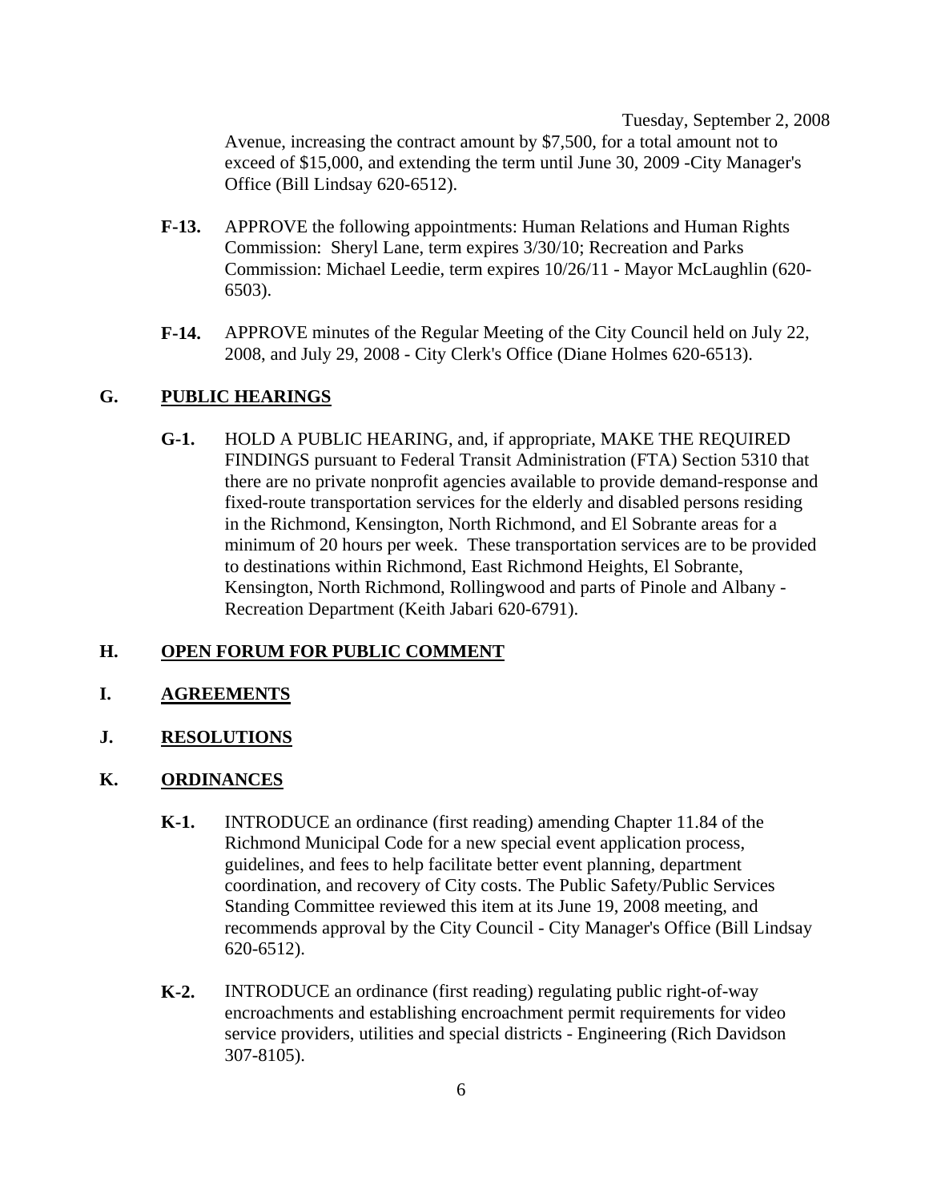Avenue, increasing the contract amount by $7,500, for a total amount not to exceed of $15,000, and extending the term until June 30, 2009 -City Manager's Office (Bill Lindsay 620-6512).

**F-13.** APPROVE the following appointments: Human Relations and Human Rights Commission: Sheryl Lane, term expires 3/30/10; Recreation and Parks Commission: Michael Leedie, term expires 10/26/11 - Mayor McLaughlin (620-6503).

**F-14.** APPROVE minutes of the Regular Meeting of the City Council held on July 22, 2008, and July 29, 2008 - City Clerk's Office (Diane Holmes 620-6513).

## G. PUBLIC HEARINGS

**G-1.** HOLD A PUBLIC HEARING, and, if appropriate, MAKE THE REQUIRED FINDINGS pursuant to Federal Transit Administration (FTA) Section 5310 that there are no private nonprofit agencies available to provide demand-response and fixed-route transportation services for the elderly and disabled persons residing in the Richmond, Kensington, North Richmond, and El Sobrante areas for a minimum of 20 hours per week. These transportation services are to be provided to destinations within Richmond, East Richmond Heights, El Sobrante, Kensington, North Richmond, Rollingwood and parts of Pinole and Albany - Recreation Department (Keith Jabari 620-6791).

## H. OPEN FORUM FOR PUBLIC COMMENT

## I. AGREEMENTS

## J. RESOLUTIONS

## K. ORDINANCES

**K-1.** INTRODUCE an ordinance (first reading) amending Chapter 11.84 of the Richmond Municipal Code for a new special event application process, guidelines, and fees to help facilitate better event planning, department coordination, and recovery of City costs. The Public Safety/Public Services Standing Committee reviewed this item at its June 19, 2008 meeting, and recommends approval by the City Council - City Manager's Office (Bill Lindsay 620-6512).

**K-2.** INTRODUCE an ordinance (first reading) regulating public right-of-way encroachments and establishing encroachment permit requirements for video service providers, utilities and special districts - Engineering (Rich Davidson 307-8105).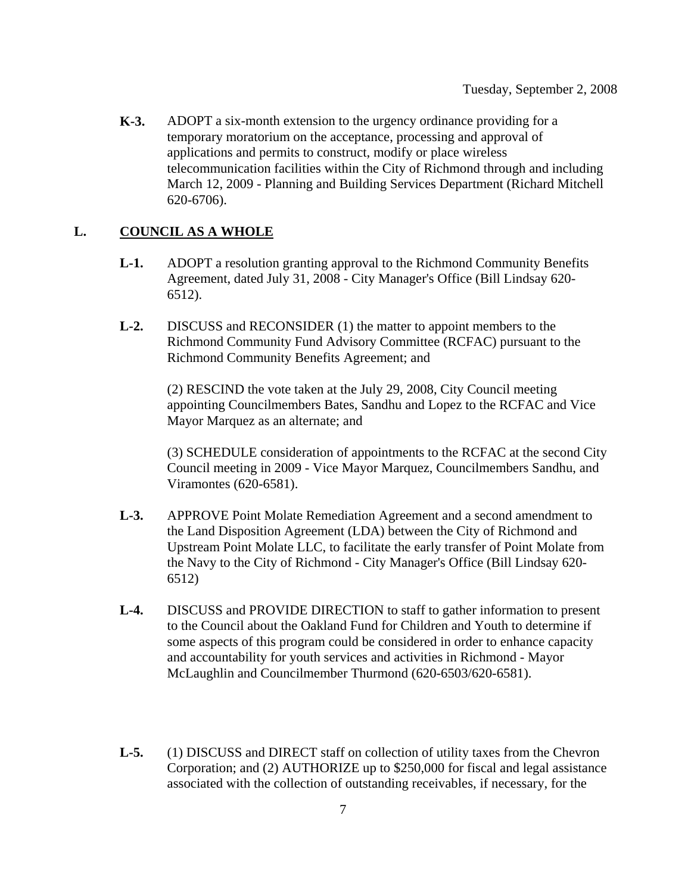**K-3.** ADOPT a six-month extension to the urgency ordinance providing for a temporary moratorium on the acceptance, processing and approval of applications and permits to construct, modify or place wireless telecommunication facilities within the City of Richmond through and including March 12, 2009 - Planning and Building Services Department (Richard Mitchell 620-6706).

## L. COUNCIL AS A WHOLE

**L-1.** ADOPT a resolution granting approval to the Richmond Community Benefits Agreement, dated July 31, 2008 - City Manager's Office (Bill Lindsay 620-6512).

**L-2.** DISCUSS and RECONSIDER (1) the matter to appoint members to the Richmond Community Fund Advisory Committee (RCFAC) pursuant to the Richmond Community Benefits Agreement; and

(2) RESCIND the vote taken at the July 29, 2008, City Council meeting appointing Councilmembers Bates, Sandhu and Lopez to the RCFAC and Vice Mayor Marquez as an alternate; and

(3) SCHEDULE consideration of appointments to the RCFAC at the second City Council meeting in 2009 - Vice Mayor Marquez, Councilmembers Sandhu, and Viramontes (620-6581).

**L-3.** APPROVE Point Molate Remediation Agreement and a second amendment to the Land Disposition Agreement (LDA) between the City of Richmond and Upstream Point Molate LLC, to facilitate the early transfer of Point Molate from the Navy to the City of Richmond - City Manager's Office (Bill Lindsay 620-6512)

**L-4.** DISCUSS and PROVIDE DIRECTION to staff to gather information to present to the Council about the Oakland Fund for Children and Youth to determine if some aspects of this program could be considered in order to enhance capacity and accountability for youth services and activities in Richmond - Mayor McLaughlin and Councilmember Thurmond (620-6503/620-6581).

**L-5.** (1) DISCUSS and DIRECT staff on collection of utility taxes from the Chevron Corporation; and (2) AUTHORIZE up to $250,000 for fiscal and legal assistance associated with the collection of outstanding receivables, if necessary, for the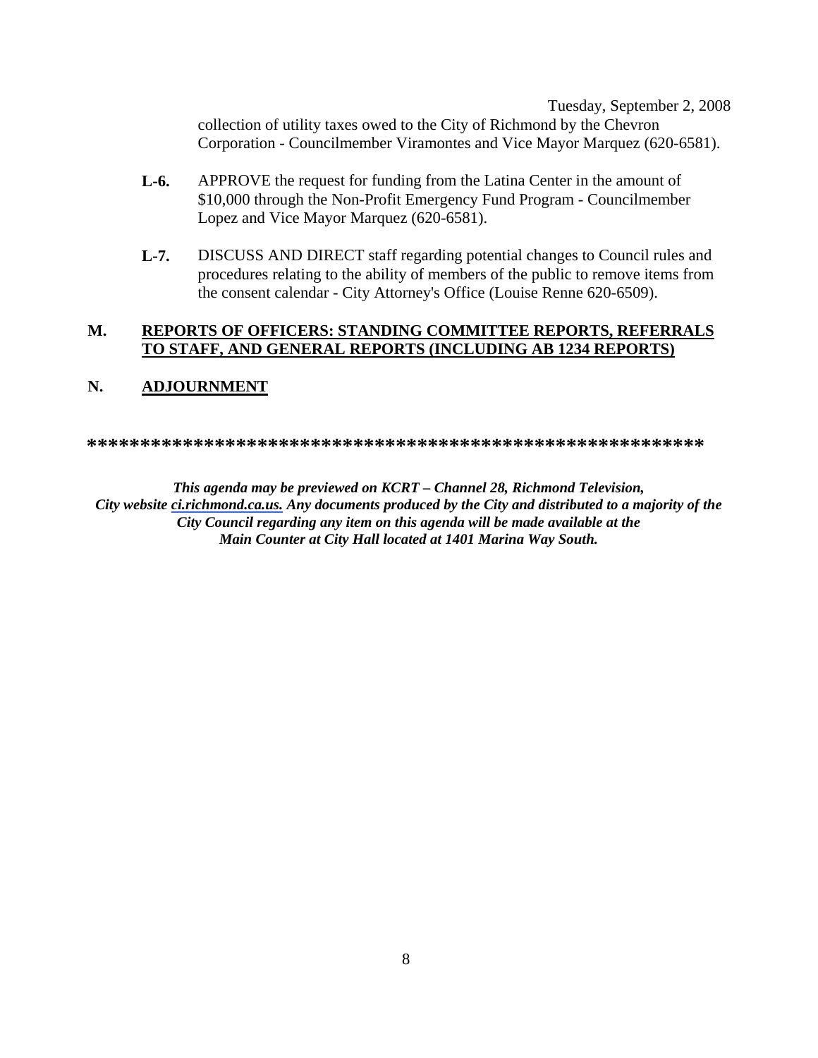collection of utility taxes owed to the City of Richmond by the Chevron Corporation - Councilmember Viramontes and Vice Mayor Marquez (620-6581).

**L-6.** APPROVE the request for funding from the Latina Center in the amount of $10,000 through the Non-Profit Emergency Fund Program - Councilmember Lopez and Vice Mayor Marquez (620-6581).

**L-7.** DISCUSS AND DIRECT staff regarding potential changes to Council rules and procedures relating to the ability of members of the public to remove items from the consent calendar - City Attorney's Office (Louise Renne 620-6509).

## M. REPORTS OF OFFICERS: STANDING COMMITTEE REPORTS, REFERRALS TO STAFF, AND GENERAL REPORTS (INCLUDING AB 1234 REPORTS)

## N. ADJOURNMENT

**\*\*\*\*\*\*\*\*\*\*\*\*\*\*\*\*\*\*\*\*\*\*\*\*\*\*\*\*\*\*\*\*\*\*\*\*\*\*\*\*\*\*\*\*\*\*\*\*\*\*\*\*\*\*\*\*\*\***

***This agenda may be previewed on KCRT – Channel 28, Richmond Television, City website ci.richmond.ca.us. Any documents produced by the City and distributed to a majority of the City Council regarding any item on this agenda will be made available at the Main Counter at City Hall located at 1401 Marina Way South.***